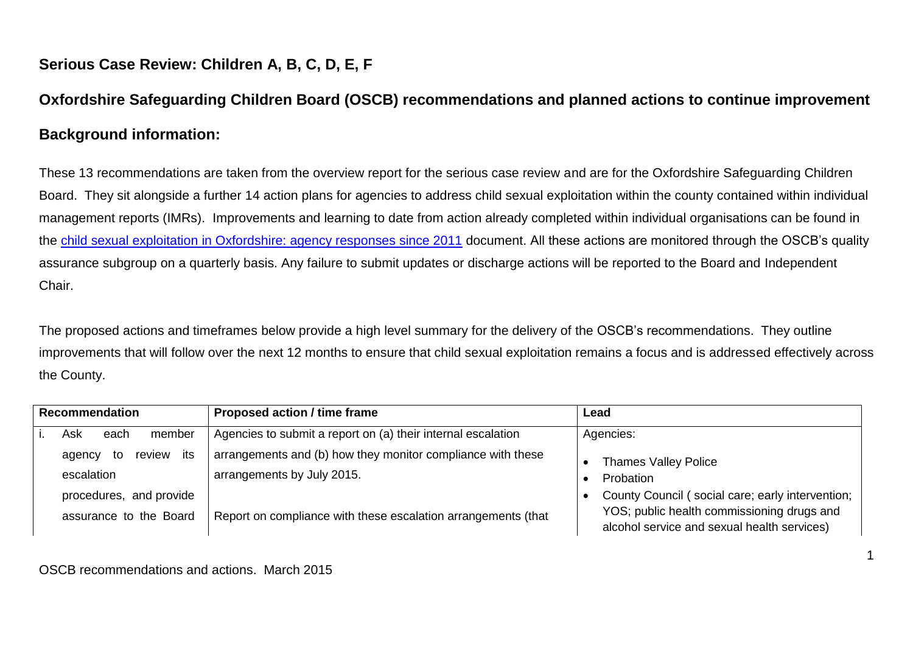## Serious Case Review: Children A, B, C, D, E, F

## Oxfordshire Safeguarding Children Board (OSCB) recommendations and planned actions to continue improvement

## Background information:

These 13 recommendations are taken from the overview report for the serious case review and are for the Oxfordshire Safeguarding Children Board. They sit alongside a further 14 action plans for agencies to address child sexual exploitation within the county contained within individual management reports (IMRs). Improvements and learning to date from action already completed within individual organisations can be found in the child sexual exploitation in Oxfordshire: agency responses since 2011 document. All these actions are monitored through the OSCB's quality assurance subgroup on a quarterly basis. Any failure to submit updates or discharge actions will be reported to the Board and Independent Chair.

The proposed actions and timeframes below provide a high level summary for the delivery of the OSCB's recommendations. They outline improvements that will follow over the next 12 months to ensure that child sexual exploitation remains a focus and is addressed effectively across the County.

| Recommendation | Proposed action / time frame | Lead |
|---|---|---|
| i. Ask each member agency to review its escalation procedures, and provide assurance to the Board | Agencies to submit a report on (a) their internal escalation arrangements and (b) how they monitor compliance with these arrangements by July 2015.<br><br>Report on compliance with these escalation arrangements (that | Agencies:<br>• Thames Valley Police<br>• Probation<br>• County Council ( social care; early intervention; YOS; public health commissioning drugs and alcohol service and sexual health services) |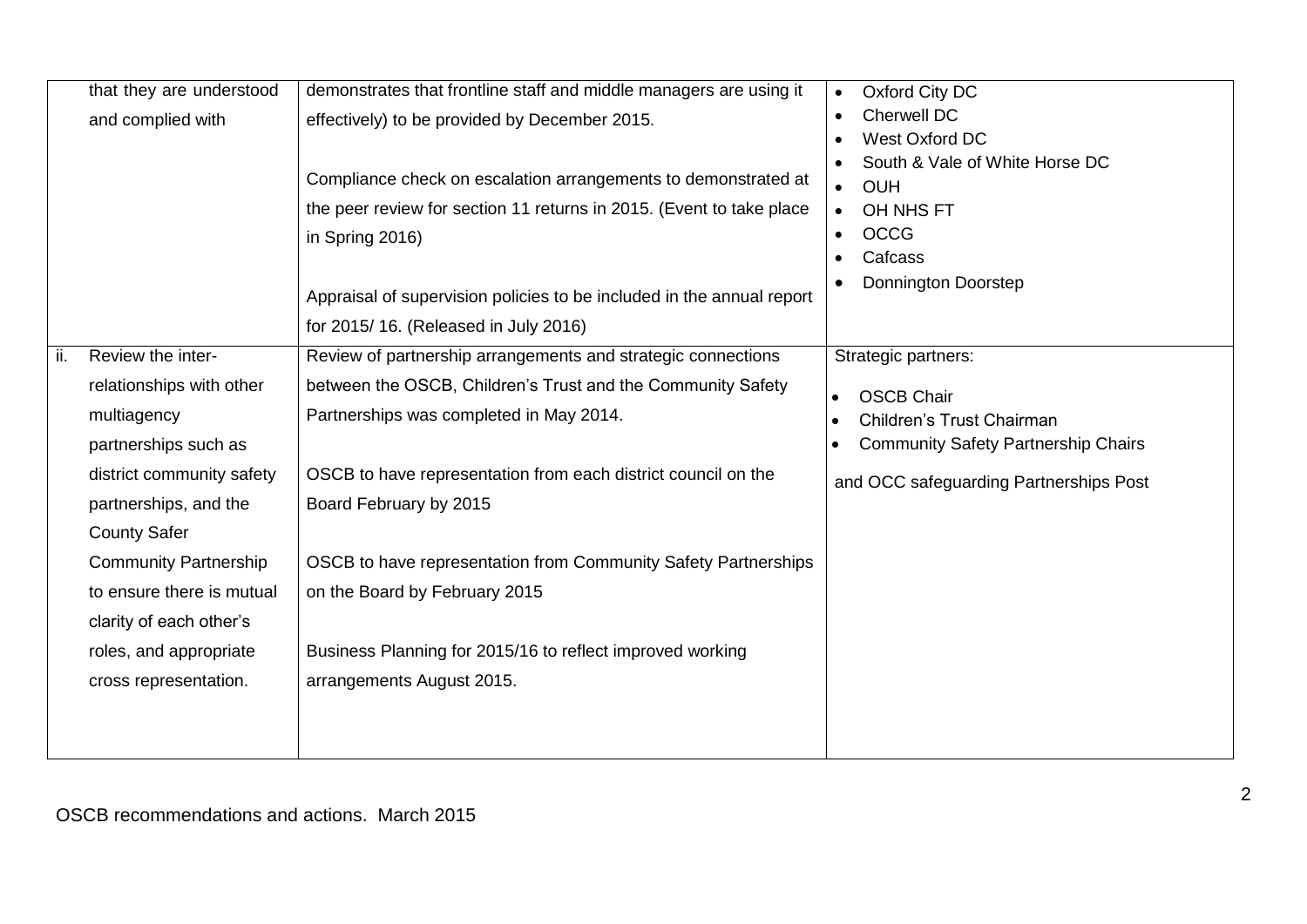| | | |
|---|---|---|
| that they are understood and complied with | demonstrates that frontline staff and middle managers are using it effectively) to be provided by December 2015.<br><br>Compliance check on escalation arrangements to demonstrated at the peer review for section 11 returns in 2015. (Event to take place in Spring 2016)<br><br>Appraisal of supervision policies to be included in the annual report for 2015/ 16. (Released in July 2016) | • Oxford City DC<br>• Cherwell DC<br>• West Oxford DC<br>• South & Vale of White Horse DC<br>• OUH<br>• OH NHS FT<br>• OCCG<br>• Cafcass<br>• Donnington Doorstep |
| ii. Review the inter-relationships with other multiagency partnerships such as district community safety partnerships, and the County Safer Community Partnership to ensure there is mutual clarity of each other's roles, and appropriate cross representation. | Review of partnership arrangements and strategic connections between the OSCB, Children's Trust and the Community Safety Partnerships was completed in May 2014.<br><br>OSCB to have representation from each district council on the Board February by 2015<br><br>OSCB to have representation from Community Safety Partnerships on the Board by February 2015<br><br>Business Planning for 2015/16 to reflect improved working arrangements August 2015. | Strategic partners:<br>• OSCB Chair<br>• Children's Trust Chairman<br>• Community Safety Partnership Chairs<br><br>and OCC safeguarding Partnerships Post |

OSCB recommendations and actions. March 2015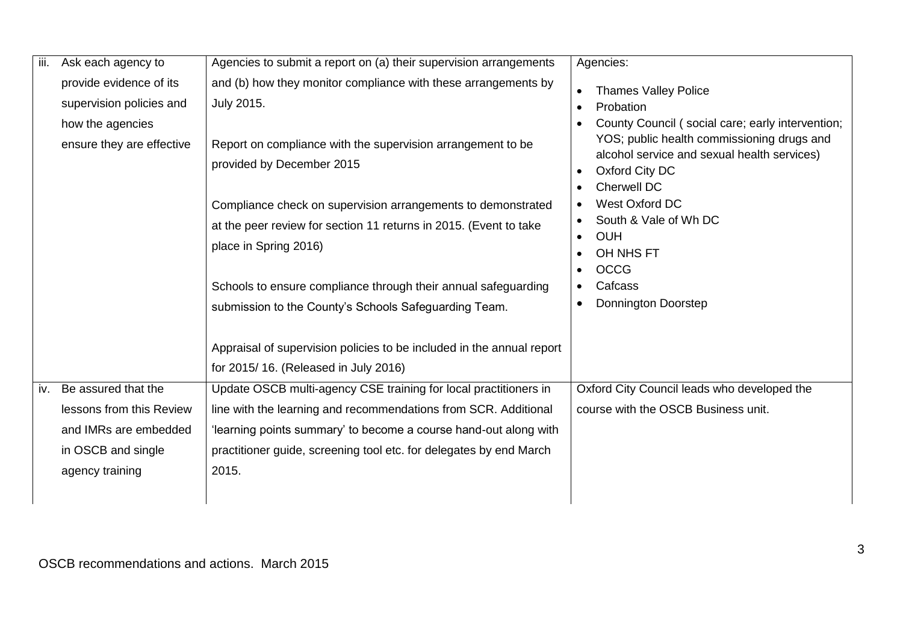| | | |
|---|---|---|
| iii. Ask each agency to provide evidence of its supervision policies and how the agencies ensure they are effective | Agencies to submit a report on (a) their supervision arrangements and (b) how they monitor compliance with these arrangements by July 2015.<br><br>Report on compliance with the supervision arrangement to be provided by December 2015<br><br>Compliance check on supervision arrangements to demonstrated at the peer review for section 11 returns in 2015. (Event to take place in Spring 2016)<br><br>Schools to ensure compliance through their annual safeguarding submission to the County's Schools Safeguarding Team.<br><br>Appraisal of supervision policies to be included in the annual report for 2015/ 16. (Released in July 2016) | Agencies:<br>• Thames Valley Police<br>• Probation<br>• County Council ( social care; early intervention; YOS; public health commissioning drugs and alcohol service and sexual health services)<br>• Oxford City DC<br>• Cherwell DC<br>• West Oxford DC<br>• South & Vale of Wh DC<br>• OUH<br>• OH NHS FT<br>• OCCG<br>• Cafcass<br>• Donnington Doorstep |
| iv. Be assured that the lessons from this Review and IMRs are embedded in OSCB and single agency training | Update OSCB multi-agency CSE training for local practitioners in line with the learning and recommendations from SCR. Additional 'learning points summary' to become a course hand-out along with practitioner guide, screening tool etc. for delegates by end March 2015. | Oxford City Council leads who developed the course with the OSCB Business unit. |

OSCB recommendations and actions. March 2015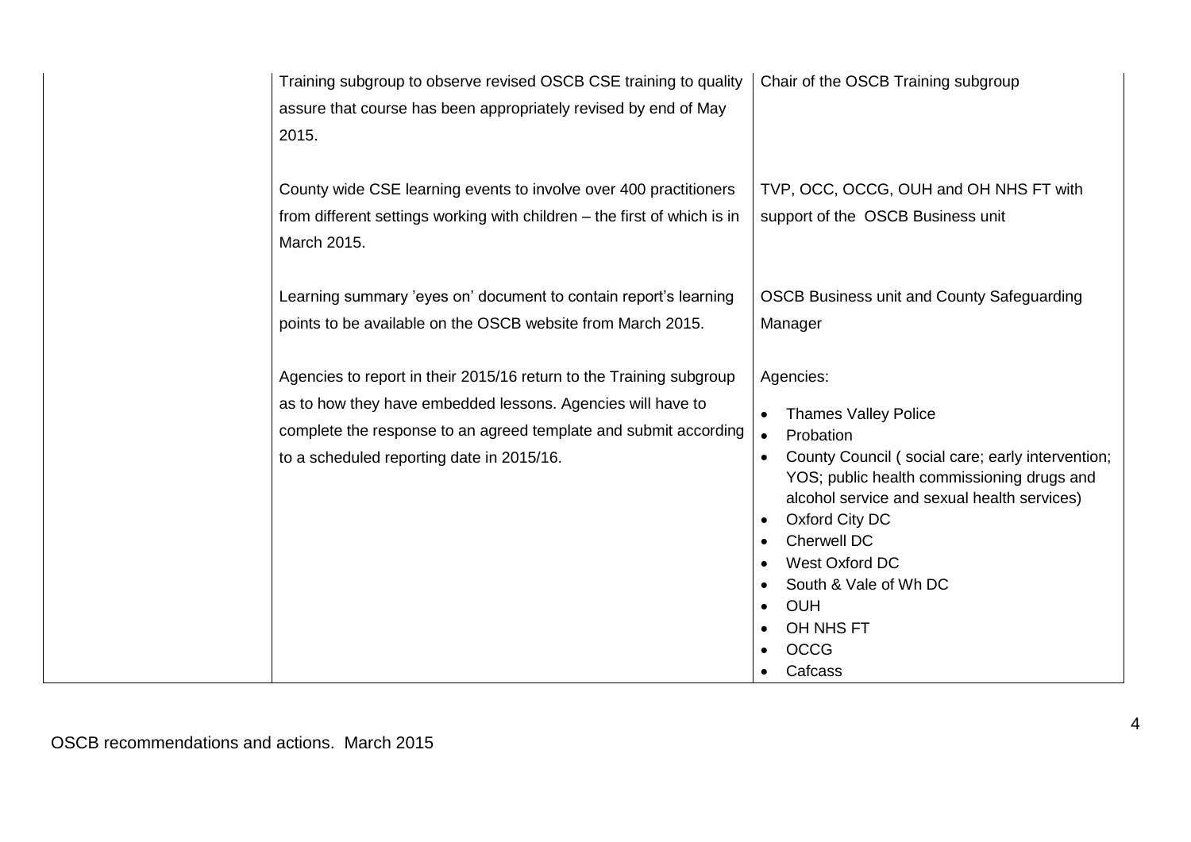| | | |
|---|---|---|
| | Training subgroup to observe revised OSCB CSE training to quality assure that course has been appropriately revised by end of May 2015. | Chair of the OSCB Training subgroup |
| | County wide CSE learning events to involve over 400 practitioners from different settings working with children – the first of which is in March 2015. | TVP, OCC, OCCG, OUH and OH NHS FT with support of the OSCB Business unit |
| | Learning summary 'eyes on' document to contain report's learning points to be available on the OSCB website from March 2015. | OSCB Business unit and County Safeguarding Manager |
| | Agencies to report in their 2015/16 return to the Training subgroup as to how they have embedded lessons. Agencies will have to complete the response to an agreed template and submit according to a scheduled reporting date in 2015/16. | Agencies:<br>• Thames Valley Police<br>• Probation<br>• County Council ( social care; early intervention; YOS; public health commissioning drugs and alcohol service and sexual health services)<br>• Oxford City DC<br>• Cherwell DC<br>• West Oxford DC<br>• South & Vale of Wh DC<br>• OUH<br>• OH NHS FT<br>• OCCG<br>• Cafcass |

OSCB recommendations and actions. March 2015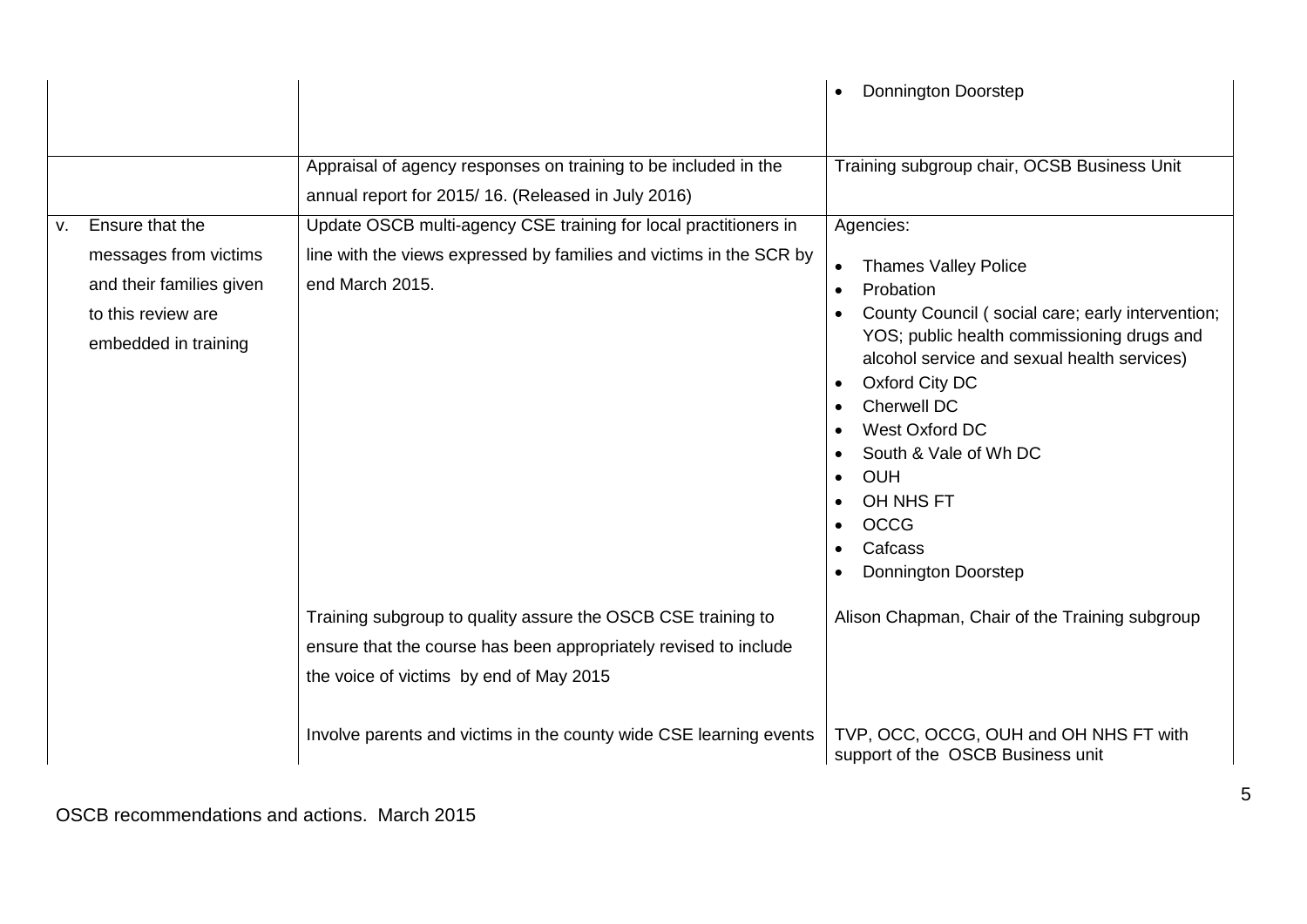| | | |
|---|---|---|
| | | • Donnington Doorstep |
| | Appraisal of agency responses on training to be included in the annual report for 2015/ 16. (Released in July 2016) | Training subgroup chair, OCSB Business Unit |
| v. Ensure that the messages from victims and their families given to this review are embedded in training | Update OSCB multi-agency CSE training for local practitioners in line with the views expressed by families and victims in the SCR by end March 2015. | Agencies:<br>• Thames Valley Police<br>• Probation<br>• County Council ( social care; early intervention; YOS; public health commissioning drugs and alcohol service and sexual health services)<br>• Oxford City DC<br>• Cherwell DC<br>• West Oxford DC<br>• South & Vale of Wh DC<br>• OUH<br>• OH NHS FT<br>• OCCG<br>• Cafcass<br>• Donnington Doorstep |
| | Training subgroup to quality assure the OSCB CSE training to ensure that the course has been appropriately revised to include the voice of victims by end of May 2015 | Alison Chapman, Chair of the Training subgroup |
| | Involve parents and victims in the county wide CSE learning events | TVP, OCC, OCCG, OUH and OH NHS FT with support of the OSCB Business unit |

OSCB recommendations and actions. March 2015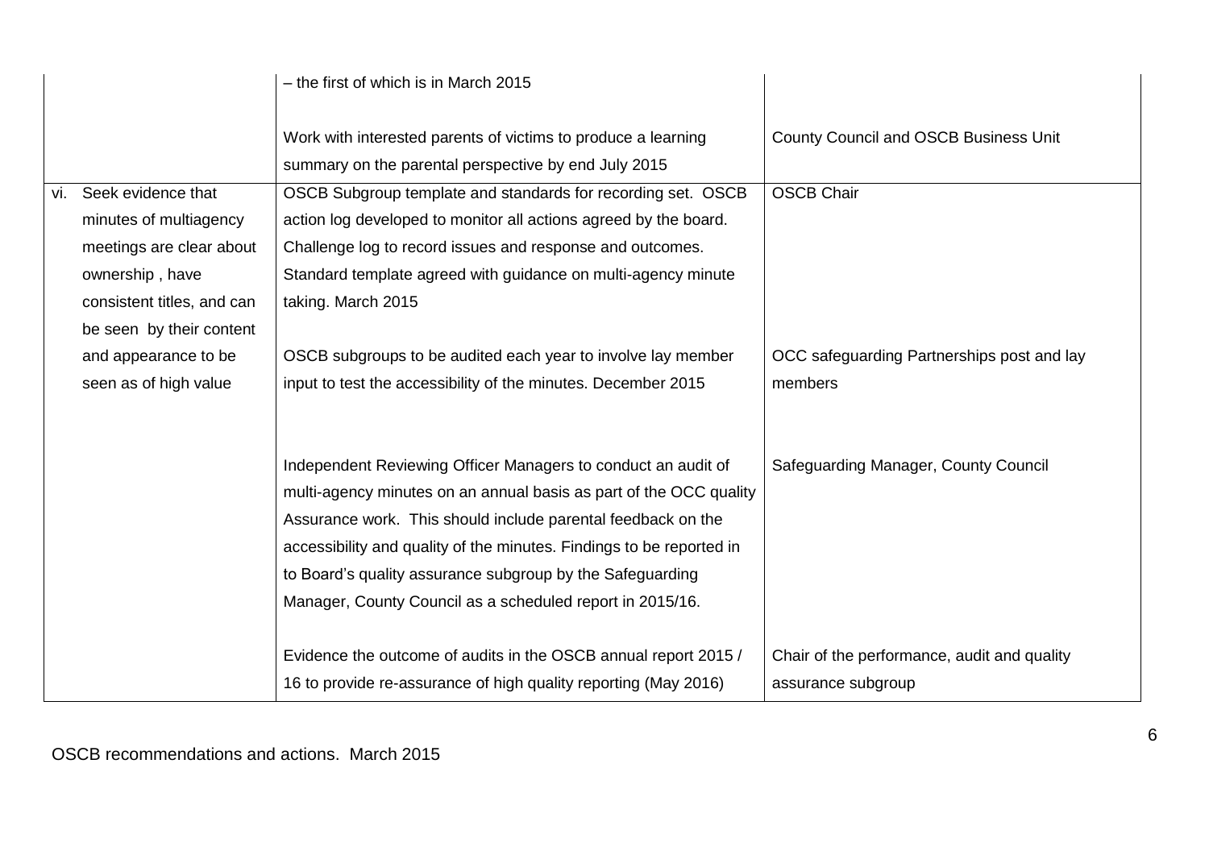| | | |
|---|---|---|
| | – the first of which is in March 2015<br><br>Work with interested parents of victims to produce a learning summary on the parental perspective by end July 2015 | <br><br>County Council and OSCB Business Unit |
| vi. Seek evidence that minutes of multiagency meetings are clear about ownership , have consistent titles, and can be seen by their content and appearance to be seen as of high value | OSCB Subgroup template and standards for recording set. OSCB action log developed to monitor all actions agreed by the board. Challenge log to record issues and response and outcomes. Standard template agreed with guidance on multi-agency minute taking. March 2015<br><br>OSCB subgroups to be audited each year to involve lay member input to test the accessibility of the minutes. December 2015<br><br>Independent Reviewing Officer Managers to conduct an audit of multi-agency minutes on an annual basis as part of the OCC quality Assurance work. This should include parental feedback on the accessibility and quality of the minutes. Findings to be reported in to Board's quality assurance subgroup by the Safeguarding Manager, County Council as a scheduled report in 2015/16.<br><br>Evidence the outcome of audits in the OSCB annual report 2015 / 16 to provide re-assurance of high quality reporting (May 2016) | OSCB Chair<br><br><br><br><br><br>OCC safeguarding Partnerships post and lay members<br><br><br>Safeguarding Manager, County Council<br><br><br><br><br><br>Chair of the performance, audit and quality assurance subgroup |

OSCB recommendations and actions. March 2015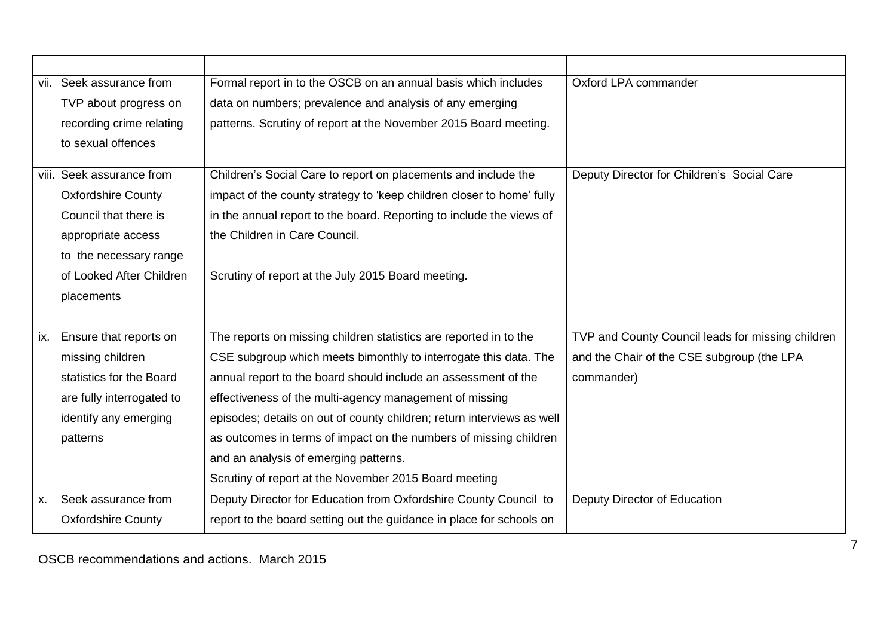| | | |
|---|---|---|
| vii. Seek assurance from TVP about progress on recording crime relating to sexual offences | Formal report in to the OSCB on an annual basis which includes data on numbers; prevalence and analysis of any emerging patterns. Scrutiny of report at the November 2015 Board meeting. | Oxford LPA commander |
| viii. Seek assurance from Oxfordshire County Council that there is appropriate access to the necessary range of Looked After Children placements | Children's Social Care to report on placements and include the impact of the county strategy to 'keep children closer to home' fully in the annual report to the board. Reporting to include the views of the Children in Care Council.<br><br>Scrutiny of report at the July 2015 Board meeting. | Deputy Director for Children's Social Care |
| ix. Ensure that reports on missing children statistics for the Board are fully interrogated to identify any emerging patterns | The reports on missing children statistics are reported in to the CSE subgroup which meets bimonthly to interrogate this data. The annual report to the board should include an assessment of the effectiveness of the multi-agency management of missing episodes; details on out of county children; return interviews as well as outcomes in terms of impact on the numbers of missing children and an analysis of emerging patterns.<br>Scrutiny of report at the November 2015 Board meeting | TVP and County Council leads for missing children and the Chair of the CSE subgroup (the LPA commander) |
| x. Seek assurance from Oxfordshire County | Deputy Director for Education from Oxfordshire County Council to report to the board setting out the guidance in place for schools on | Deputy Director of Education |

OSCB recommendations and actions. March 2015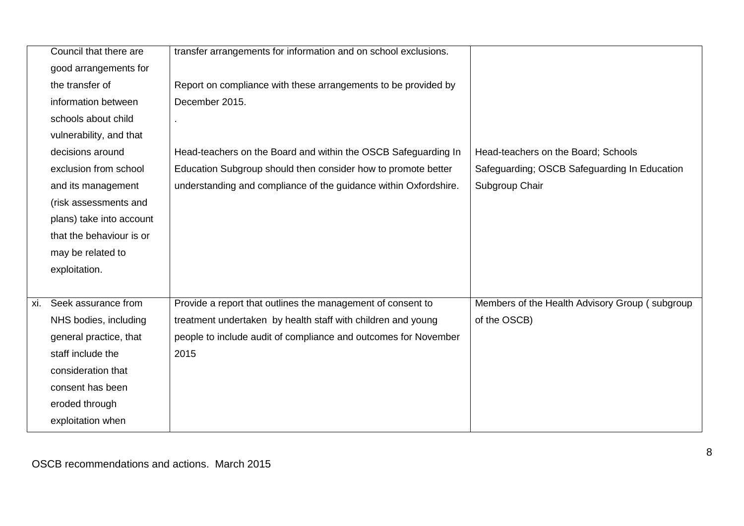| | | |
|---|---|---|
| Council that there are good arrangements for the transfer of information between schools about child vulnerability, and that decisions around exclusion from school and its management (risk assessments and plans) take into account that the behaviour is or may be related to exploitation. | transfer arrangements for information and on school exclusions.<br><br>Report on compliance with these arrangements to be provided by December 2015.<br><br>.<br><br>Head-teachers on the Board and within the OSCB Safeguarding In Education Subgroup should then consider how to promote better understanding and compliance of the guidance within Oxfordshire. | <br><br><br><br><br><br>Head-teachers on the Board; Schools Safeguarding; OSCB Safeguarding In Education Subgroup Chair |
| xi. Seek assurance from NHS bodies, including general practice, that staff include the consideration that consent has been eroded through exploitation when | Provide a report that outlines the management of consent to treatment undertaken by health staff with children and young people to include audit of compliance and outcomes for November 2015 | Members of the Health Advisory Group ( subgroup of the OSCB) |

OSCB recommendations and actions. March 2015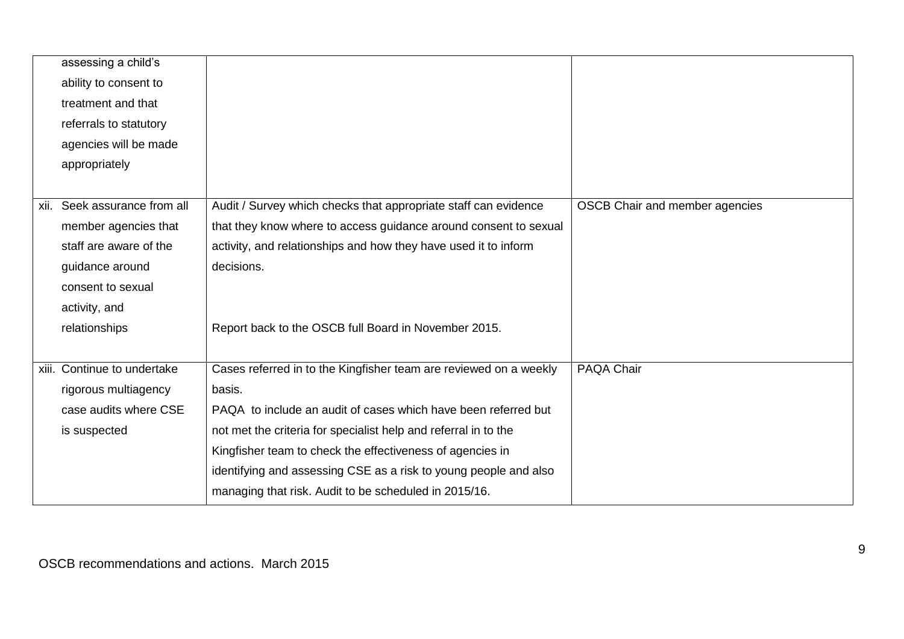| | | |
|---|---|---|
| assessing a child's ability to consent to treatment and that referrals to statutory agencies will be made appropriately | | |
| xii. Seek assurance from all member agencies that staff are aware of the guidance around consent to sexual activity, and relationships | Audit / Survey which checks that appropriate staff can evidence that they know where to access guidance around consent to sexual activity, and relationships and how they have used it to inform decisions.<br><br>Report back to the OSCB full Board in November 2015. | OSCB Chair and member agencies |
| xiii. Continue to undertake rigorous multiagency case audits where CSE is suspected | Cases referred in to the Kingfisher team are reviewed on a weekly basis.<br>PAQA to include an audit of cases which have been referred but not met the criteria for specialist help and referral in to the Kingfisher team to check the effectiveness of agencies in identifying and assessing CSE as a risk to young people and also managing that risk. Audit to be scheduled in 2015/16. | PAQA Chair |

OSCB recommendations and actions. March 2015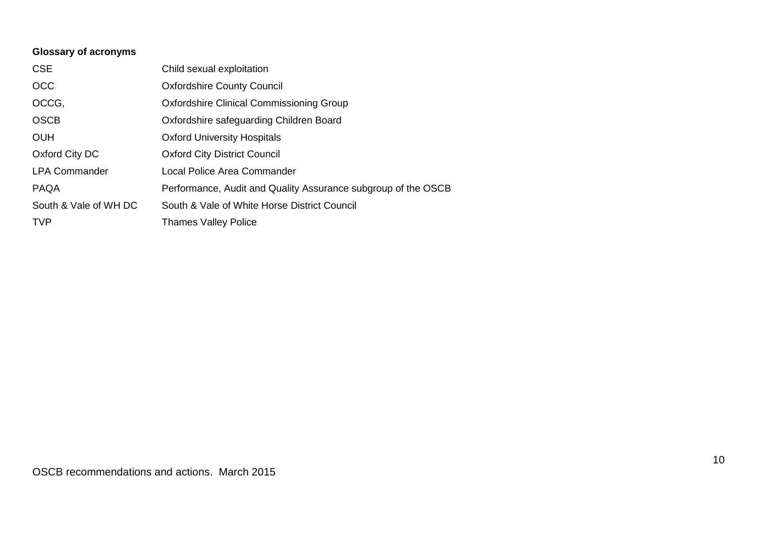**Glossary of acronyms**

| | |
|---|---|
| CSE | Child sexual exploitation |
| OCC | Oxfordshire County Council |
| OCCG, | Oxfordshire Clinical Commissioning Group |
| OSCB | Oxfordshire safeguarding Children Board |
| OUH | Oxford University Hospitals |
| Oxford City DC | Oxford City District Council |
| LPA Commander | Local Police Area Commander |
| PAQA | Performance, Audit and Quality Assurance subgroup of the OSCB |
| South & Vale of WH DC | South & Vale of White Horse District Council |
| TVP | Thames Valley Police |